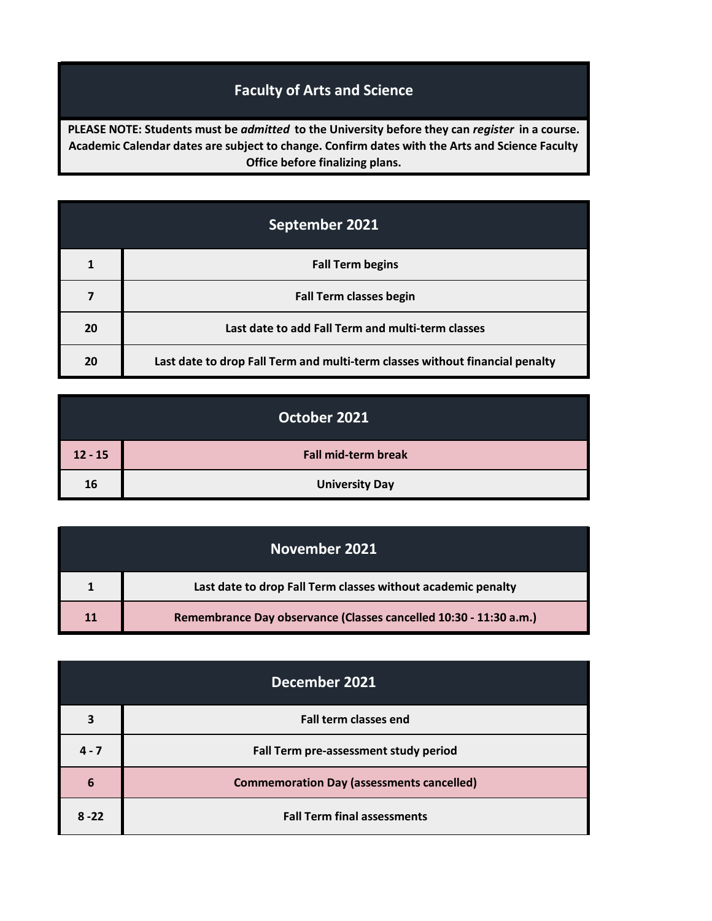# Faculty of Arts and Science

**PLEASE NOTE: Students must be *admitted* to the University before they can *register* in a course. Academic Calendar dates are subject to change. Confirm dates with the Arts and Science Faculty Office before finalizing plans.**

## September 2021

| | |
|---|---|
| 1 | Fall Term begins |
| 7 | Fall Term classes begin |
| 20 | Last date to add Fall Term and multi-term classes |
| 20 | Last date to drop Fall Term and multi-term classes without financial penalty |

## October 2021

| | |
|---|---|
| 12 - 15 | Fall mid-term break |
| 16 | University Day |

## November 2021

| | |
|---|---|
| 1 | Last date to drop Fall Term classes without academic penalty |
| 11 | Remembrance Day observance (Classes cancelled 10:30 - 11:30 a.m.) |

## December 2021

| | |
|---|---|
| 3 | Fall term classes end |
| 4 - 7 | Fall Term pre-assessment study period |
| 6 | Commemoration Day (assessments cancelled) |
| 8 -22 | Fall Term final assessments |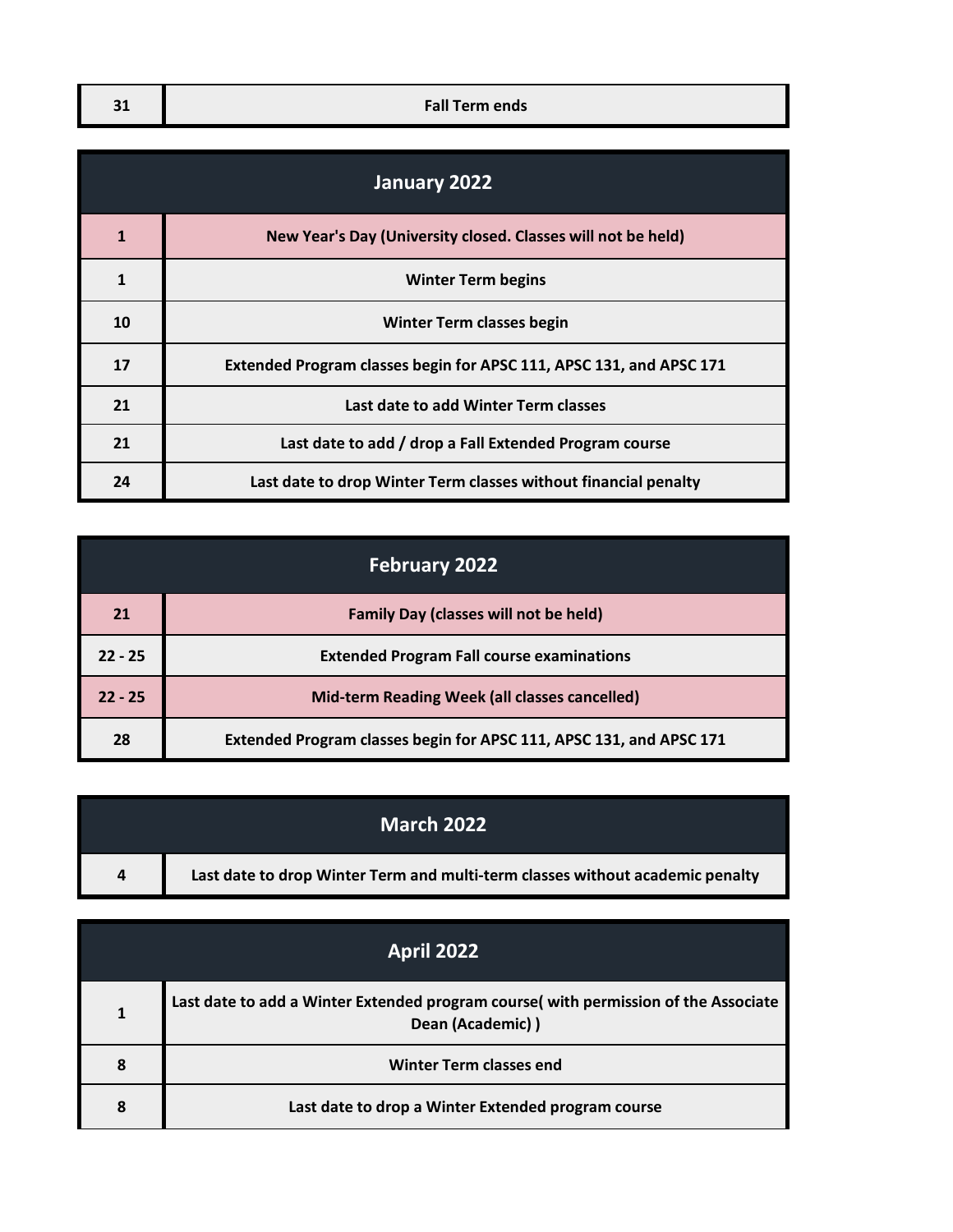| 31 | Fall Term ends |
| --- | --- |

| January 2022 | |
| --- | --- |
| 1 | New Year's Day (University closed. Classes will not be held) |
| 1 | Winter Term begins |
| 10 | Winter Term classes begin |
| 17 | Extended Program classes begin for APSC 111, APSC 131, and APSC 171 |
| 21 | Last date to add Winter Term classes |
| 21 | Last date to add / drop a Fall Extended Program course |
| 24 | Last date to drop Winter Term classes without financial penalty |

| February 2022 | |
| --- | --- |
| 21 | Family Day (classes will not be held) |
| 22 - 25 | Extended Program Fall course examinations |
| 22 - 25 | Mid-term Reading Week (all classes cancelled) |
| 28 | Extended Program classes begin for APSC 111, APSC 131, and APSC 171 |

| March 2022 | |
| --- | --- |
| 4 | Last date to drop Winter Term and multi-term classes without academic penalty |

| April 2022 | |
| --- | --- |
| 1 | Last date to add a Winter Extended program course( with permission of the Associate Dean (Academic) ) |
| 8 | Winter Term classes end |
| 8 | Last date to drop a Winter Extended program course |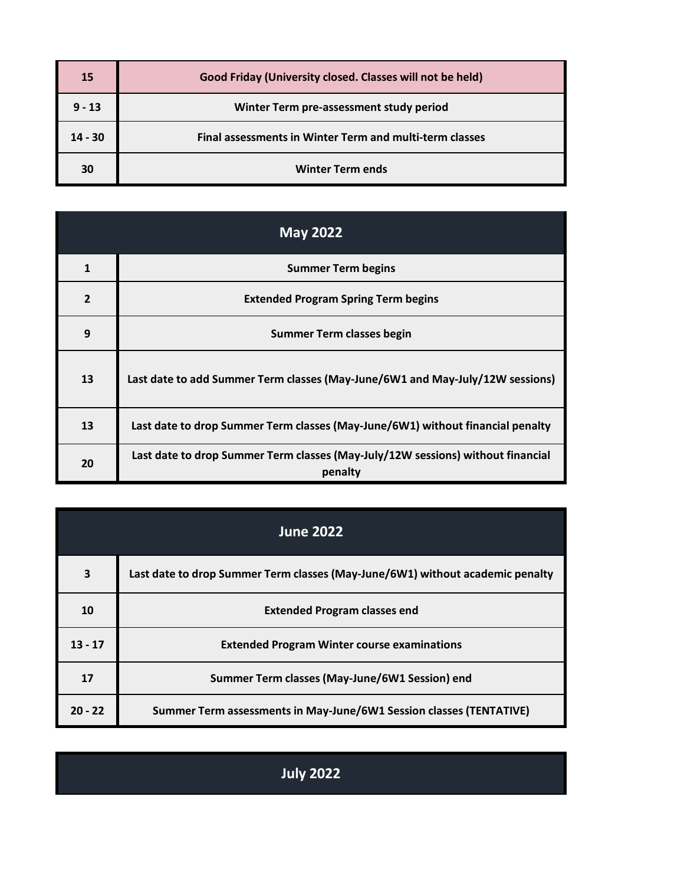| | |
|---|---|
| 15 | Good Friday (University closed. Classes will not be held) |
| 9 - 13 | Winter Term pre-assessment study period |
| 14 - 30 | Final assessments in Winter Term and multi-term classes |
| 30 | Winter Term ends |

| May 2022 | |
|---|---|
| 1 | Summer Term begins |
| 2 | Extended Program Spring Term begins |
| 9 | Summer Term classes begin |
| 13 | Last date to add Summer Term classes (May-June/6W1 and May-July/12W sessions) |
| 13 | Last date to drop Summer Term classes (May-June/6W1) without financial penalty |
| 20 | Last date to drop Summer Term classes (May-July/12W sessions) without financial penalty |

| June 2022 | |
|---|---|
| 3 | Last date to drop Summer Term classes (May-June/6W1) without academic penalty |
| 10 | Extended Program classes end |
| 13 - 17 | Extended Program Winter course examinations |
| 17 | Summer Term classes (May-June/6W1 Session) end |
| 20 - 22 | Summer Term assessments in May-June/6W1 Session classes (TENTATIVE) |

| July 2022 | |
|---|---|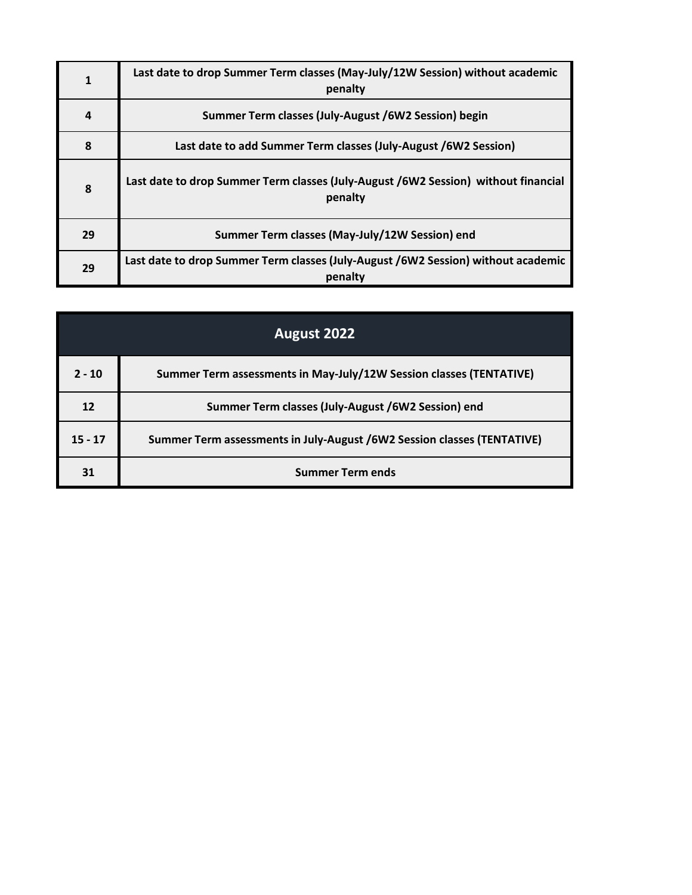| | |
|---|---|
| **1** | **Last date to drop Summer Term classes (May-July/12W Session) without academic penalty** |
| **4** | **Summer Term classes (July-August /6W2 Session) begin** |
| **8** | **Last date to add Summer Term classes (July-August /6W2 Session)** |
| **8** | **Last date to drop Summer Term classes (July-August /6W2 Session) without financial penalty** |
| **29** | **Summer Term classes (May-July/12W Session) end** |
| **29** | **Last date to drop Summer Term classes (July-August /6W2 Session) without academic penalty** |

| August 2022 | |
|---|---|
| **2 - 10** | **Summer Term assessments in May-July/12W Session classes (TENTATIVE)** |
| **12** | **Summer Term classes (July-August /6W2 Session) end** |
| **15 - 17** | **Summer Term assessments in July-August /6W2 Session classes (TENTATIVE)** |
| **31** | **Summer Term ends** |